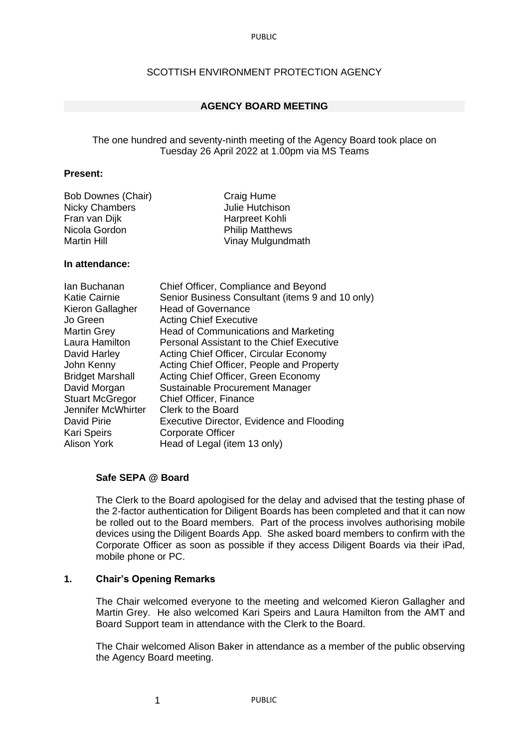# SCOTTISH ENVIRONMENT PROTECTION AGENCY

## AGENCY BOARD MEETING

The one hundred and seventy-ninth meeting of the Agency Board took place on Tuesday 26 April 2022 at 1.00pm via MS Teams

**Present:**

| | |
|---|---|
| Bob Downes (Chair) | Craig Hume |
| Nicky Chambers | Julie Hutchison |
| Fran van Dijk | Harpreet Kohli |
| Nicola Gordon | Philip Matthews |
| Martin Hill | Vinay Mulgundmath |

**In attendance:**

| | |
|---|---|
| Ian Buchanan | Chief Officer, Compliance and Beyond |
| Katie Cairnie | Senior Business Consultant (items 9 and 10 only) |
| Kieron Gallagher | Head of Governance |
| Jo Green | Acting Chief Executive |
| Martin Grey | Head of Communications and Marketing |
| Laura Hamilton | Personal Assistant to the Chief Executive |
| David Harley | Acting Chief Officer, Circular Economy |
| John Kenny | Acting Chief Officer, People and Property |
| Bridget Marshall | Acting Chief Officer, Green Economy |
| David Morgan | Sustainable Procurement Manager |
| Stuart McGregor | Chief Officer, Finance |
| Jennifer McWhirter | Clerk to the Board |
| David Pirie | Executive Director, Evidence and Flooding |
| Kari Speirs | Corporate Officer |
| Alison York | Head of Legal (item 13 only) |

### Safe SEPA @ Board

The Clerk to the Board apologised for the delay and advised that the testing phase of the 2-factor authentication for Diligent Boards has been completed and that it can now be rolled out to the Board members. Part of the process involves authorising mobile devices using the Diligent Boards App. She asked board members to confirm with the Corporate Officer as soon as possible if they access Diligent Boards via their iPad, mobile phone or PC.

### 1. Chair's Opening Remarks

The Chair welcomed everyone to the meeting and welcomed Kieron Gallagher and Martin Grey. He also welcomed Kari Speirs and Laura Hamilton from the AMT and Board Support team in attendance with the Clerk to the Board.

The Chair welcomed Alison Baker in attendance as a member of the public observing the Agency Board meeting.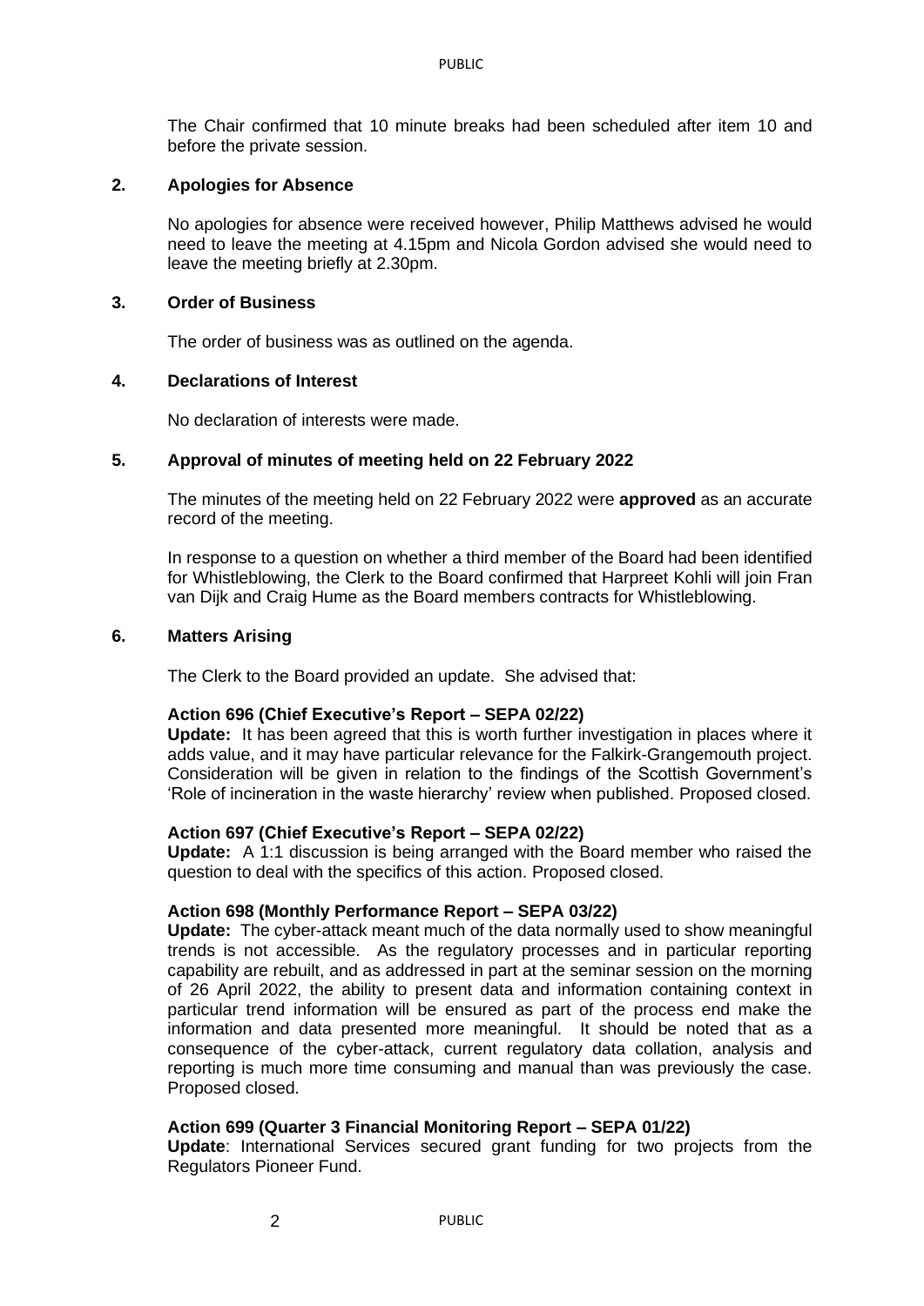The Chair confirmed that 10 minute breaks had been scheduled after item 10 and before the private session.

## 2. Apologies for Absence

No apologies for absence were received however, Philip Matthews advised he would need to leave the meeting at 4.15pm and Nicola Gordon advised she would need to leave the meeting briefly at 2.30pm.

## 3. Order of Business

The order of business was as outlined on the agenda.

## 4. Declarations of Interest

No declaration of interests were made.

## 5. Approval of minutes of meeting held on 22 February 2022

The minutes of the meeting held on 22 February 2022 were **approved** as an accurate record of the meeting.

In response to a question on whether a third member of the Board had been identified for Whistleblowing, the Clerk to the Board confirmed that Harpreet Kohli will join Fran van Dijk and Craig Hume as the Board members contracts for Whistleblowing.

## 6. Matters Arising

The Clerk to the Board provided an update. She advised that:

**Action 696 (Chief Executive's Report – SEPA 02/22)**
**Update:** It has been agreed that this is worth further investigation in places where it adds value, and it may have particular relevance for the Falkirk-Grangemouth project. Consideration will be given in relation to the findings of the Scottish Government's 'Role of incineration in the waste hierarchy' review when published. Proposed closed.

**Action 697 (Chief Executive's Report – SEPA 02/22)**
**Update:** A 1:1 discussion is being arranged with the Board member who raised the question to deal with the specifics of this action. Proposed closed.

**Action 698 (Monthly Performance Report – SEPA 03/22)**
**Update:** The cyber-attack meant much of the data normally used to show meaningful trends is not accessible. As the regulatory processes and in particular reporting capability are rebuilt, and as addressed in part at the seminar session on the morning of 26 April 2022, the ability to present data and information containing context in particular trend information will be ensured as part of the process end make the information and data presented more meaningful. It should be noted that as a consequence of the cyber-attack, current regulatory data collation, analysis and reporting is much more time consuming and manual than was previously the case. Proposed closed.

**Action 699 (Quarter 3 Financial Monitoring Report – SEPA 01/22)**
**Update**: International Services secured grant funding for two projects from the Regulators Pioneer Fund.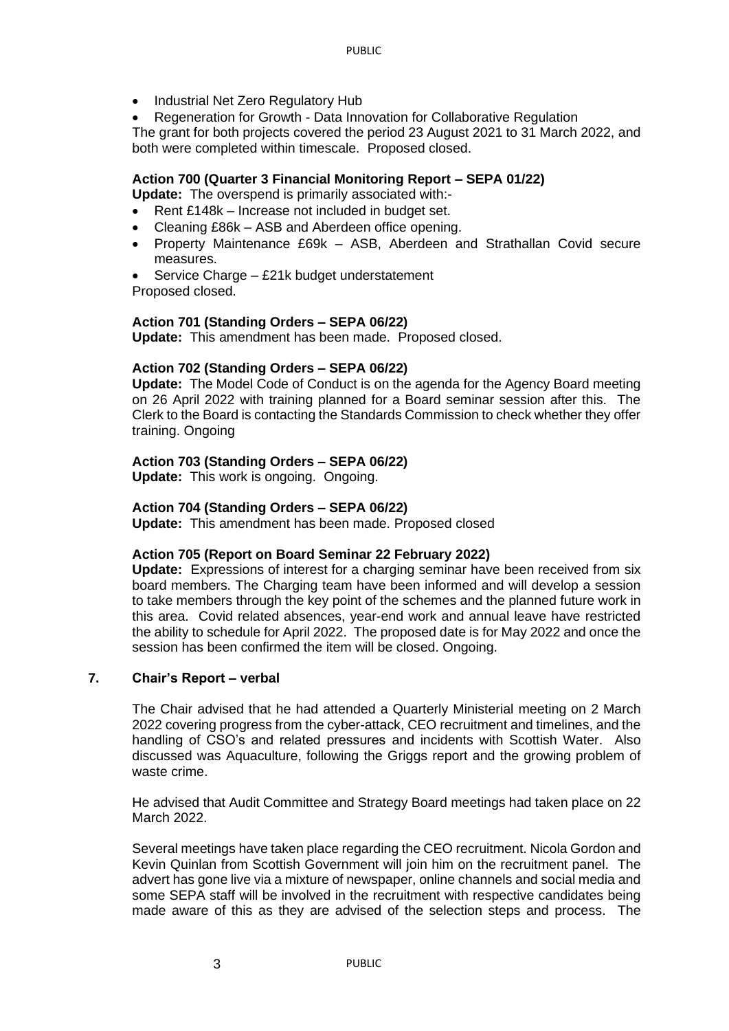- Industrial Net Zero Regulatory Hub
- Regeneration for Growth - Data Innovation for Collaborative Regulation

The grant for both projects covered the period 23 August 2021 to 31 March 2022, and both were completed within timescale. Proposed closed.

**Action 700 (Quarter 3 Financial Monitoring Report – SEPA 01/22)**

**Update:** The overspend is primarily associated with:-

- Rent £148k – Increase not included in budget set.
- Cleaning £86k – ASB and Aberdeen office opening.
- Property Maintenance £69k – ASB, Aberdeen and Strathallan Covid secure measures.
- Service Charge – £21k budget understatement

Proposed closed.

**Action 701 (Standing Orders – SEPA 06/22)**

**Update:** This amendment has been made. Proposed closed.

**Action 702 (Standing Orders – SEPA 06/22)**

**Update:** The Model Code of Conduct is on the agenda for the Agency Board meeting on 26 April 2022 with training planned for a Board seminar session after this. The Clerk to the Board is contacting the Standards Commission to check whether they offer training. Ongoing

**Action 703 (Standing Orders – SEPA 06/22)**

**Update:** This work is ongoing. Ongoing.

**Action 704 (Standing Orders – SEPA 06/22)**

**Update:** This amendment has been made. Proposed closed

**Action 705 (Report on Board Seminar 22 February 2022)**

**Update:** Expressions of interest for a charging seminar have been received from six board members. The Charging team have been informed and will develop a session to take members through the key point of the schemes and the planned future work in this area. Covid related absences, year-end work and annual leave have restricted the ability to schedule for April 2022. The proposed date is for May 2022 and once the session has been confirmed the item will be closed. Ongoing.

## 7. Chair's Report – verbal

The Chair advised that he had attended a Quarterly Ministerial meeting on 2 March 2022 covering progress from the cyber-attack, CEO recruitment and timelines, and the handling of CSO's and related pressures and incidents with Scottish Water. Also discussed was Aquaculture, following the Griggs report and the growing problem of waste crime.

He advised that Audit Committee and Strategy Board meetings had taken place on 22 March 2022.

Several meetings have taken place regarding the CEO recruitment. Nicola Gordon and Kevin Quinlan from Scottish Government will join him on the recruitment panel. The advert has gone live via a mixture of newspaper, online channels and social media and some SEPA staff will be involved in the recruitment with respective candidates being made aware of this as they are advised of the selection steps and process. The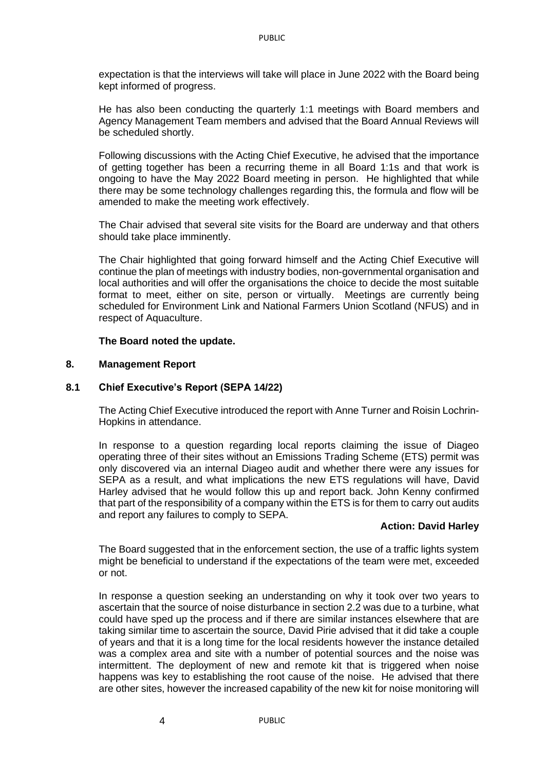expectation is that the interviews will take will place in June 2022 with the Board being kept informed of progress.

He has also been conducting the quarterly 1:1 meetings with Board members and Agency Management Team members and advised that the Board Annual Reviews will be scheduled shortly.

Following discussions with the Acting Chief Executive, he advised that the importance of getting together has been a recurring theme in all Board 1:1s and that work is ongoing to have the May 2022 Board meeting in person. He highlighted that while there may be some technology challenges regarding this, the formula and flow will be amended to make the meeting work effectively.

The Chair advised that several site visits for the Board are underway and that others should take place imminently.

The Chair highlighted that going forward himself and the Acting Chief Executive will continue the plan of meetings with industry bodies, non-governmental organisation and local authorities and will offer the organisations the choice to decide the most suitable format to meet, either on site, person or virtually. Meetings are currently being scheduled for Environment Link and National Farmers Union Scotland (NFUS) and in respect of Aquaculture.

**The Board noted the update.**

## 8. Management Report

### 8.1 Chief Executive's Report (SEPA 14/22)

The Acting Chief Executive introduced the report with Anne Turner and Roisin Lochrin-Hopkins in attendance.

In response to a question regarding local reports claiming the issue of Diageo operating three of their sites without an Emissions Trading Scheme (ETS) permit was only discovered via an internal Diageo audit and whether there were any issues for SEPA as a result, and what implications the new ETS regulations will have, David Harley advised that he would follow this up and report back. John Kenny confirmed that part of the responsibility of a company within the ETS is for them to carry out audits and report any failures to comply to SEPA.

**Action: David Harley**

The Board suggested that in the enforcement section, the use of a traffic lights system might be beneficial to understand if the expectations of the team were met, exceeded or not.

In response a question seeking an understanding on why it took over two years to ascertain that the source of noise disturbance in section 2.2 was due to a turbine, what could have sped up the process and if there are similar instances elsewhere that are taking similar time to ascertain the source, David Pirie advised that it did take a couple of years and that it is a long time for the local residents however the instance detailed was a complex area and site with a number of potential sources and the noise was intermittent. The deployment of new and remote kit that is triggered when noise happens was key to establishing the root cause of the noise. He advised that there are other sites, however the increased capability of the new kit for noise monitoring will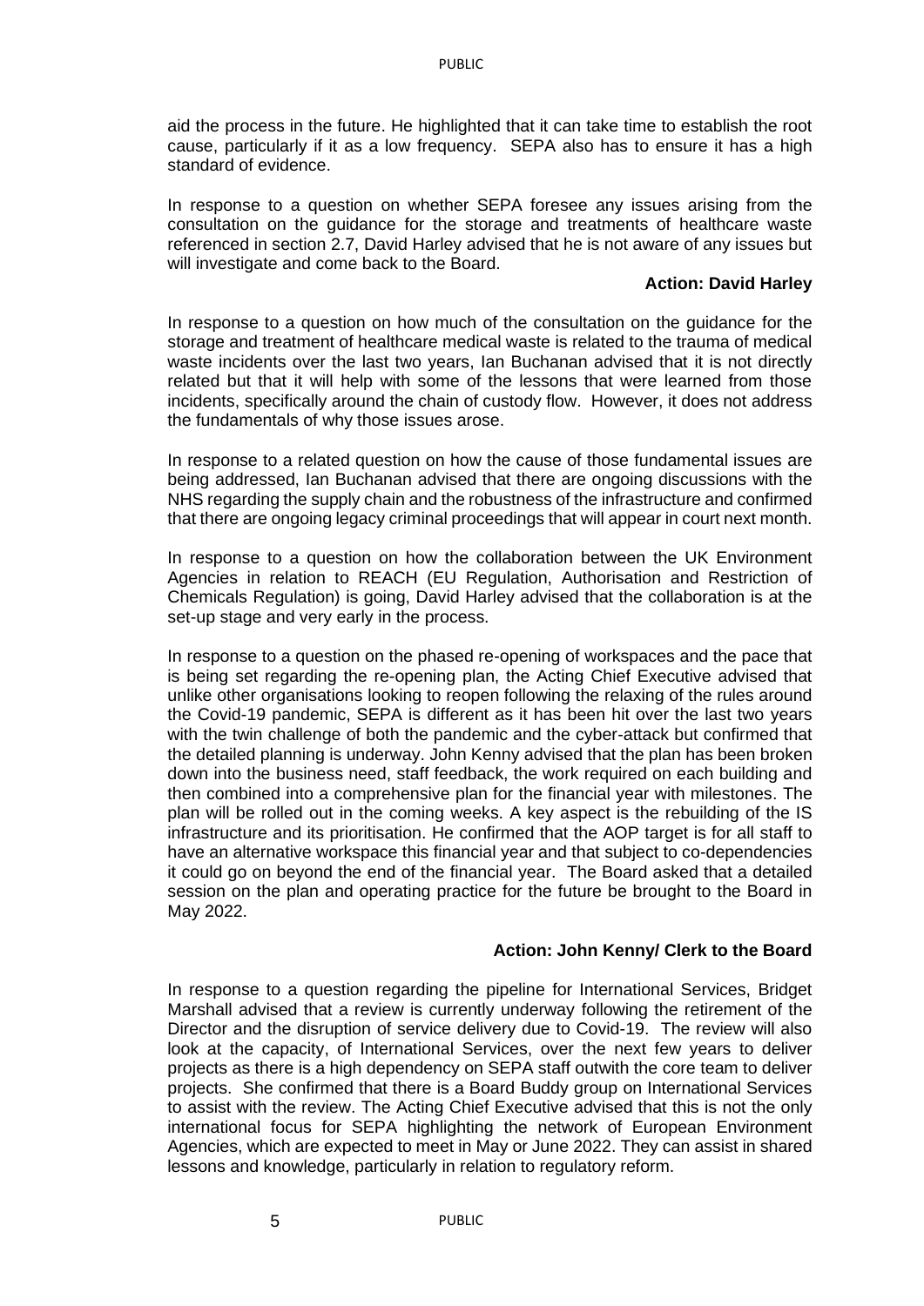aid the process in the future. He highlighted that it can take time to establish the root cause, particularly if it as a low frequency. SEPA also has to ensure it has a high standard of evidence.

In response to a question on whether SEPA foresee any issues arising from the consultation on the guidance for the storage and treatments of healthcare waste referenced in section 2.7, David Harley advised that he is not aware of any issues but will investigate and come back to the Board.

**Action: David Harley**

In response to a question on how much of the consultation on the guidance for the storage and treatment of healthcare medical waste is related to the trauma of medical waste incidents over the last two years, Ian Buchanan advised that it is not directly related but that it will help with some of the lessons that were learned from those incidents, specifically around the chain of custody flow. However, it does not address the fundamentals of why those issues arose.

In response to a related question on how the cause of those fundamental issues are being addressed, Ian Buchanan advised that there are ongoing discussions with the NHS regarding the supply chain and the robustness of the infrastructure and confirmed that there are ongoing legacy criminal proceedings that will appear in court next month.

In response to a question on how the collaboration between the UK Environment Agencies in relation to REACH (EU Regulation, Authorisation and Restriction of Chemicals Regulation) is going, David Harley advised that the collaboration is at the set-up stage and very early in the process.

In response to a question on the phased re-opening of workspaces and the pace that is being set regarding the re-opening plan, the Acting Chief Executive advised that unlike other organisations looking to reopen following the relaxing of the rules around the Covid-19 pandemic, SEPA is different as it has been hit over the last two years with the twin challenge of both the pandemic and the cyber-attack but confirmed that the detailed planning is underway. John Kenny advised that the plan has been broken down into the business need, staff feedback, the work required on each building and then combined into a comprehensive plan for the financial year with milestones. The plan will be rolled out in the coming weeks. A key aspect is the rebuilding of the IS infrastructure and its prioritisation. He confirmed that the AOP target is for all staff to have an alternative workspace this financial year and that subject to co-dependencies it could go on beyond the end of the financial year. The Board asked that a detailed session on the plan and operating practice for the future be brought to the Board in May 2022.

**Action: John Kenny/ Clerk to the Board**

In response to a question regarding the pipeline for International Services, Bridget Marshall advised that a review is currently underway following the retirement of the Director and the disruption of service delivery due to Covid-19. The review will also look at the capacity, of International Services, over the next few years to deliver projects as there is a high dependency on SEPA staff outwith the core team to deliver projects. She confirmed that there is a Board Buddy group on International Services to assist with the review. The Acting Chief Executive advised that this is not the only international focus for SEPA highlighting the network of European Environment Agencies, which are expected to meet in May or June 2022. They can assist in shared lessons and knowledge, particularly in relation to regulatory reform.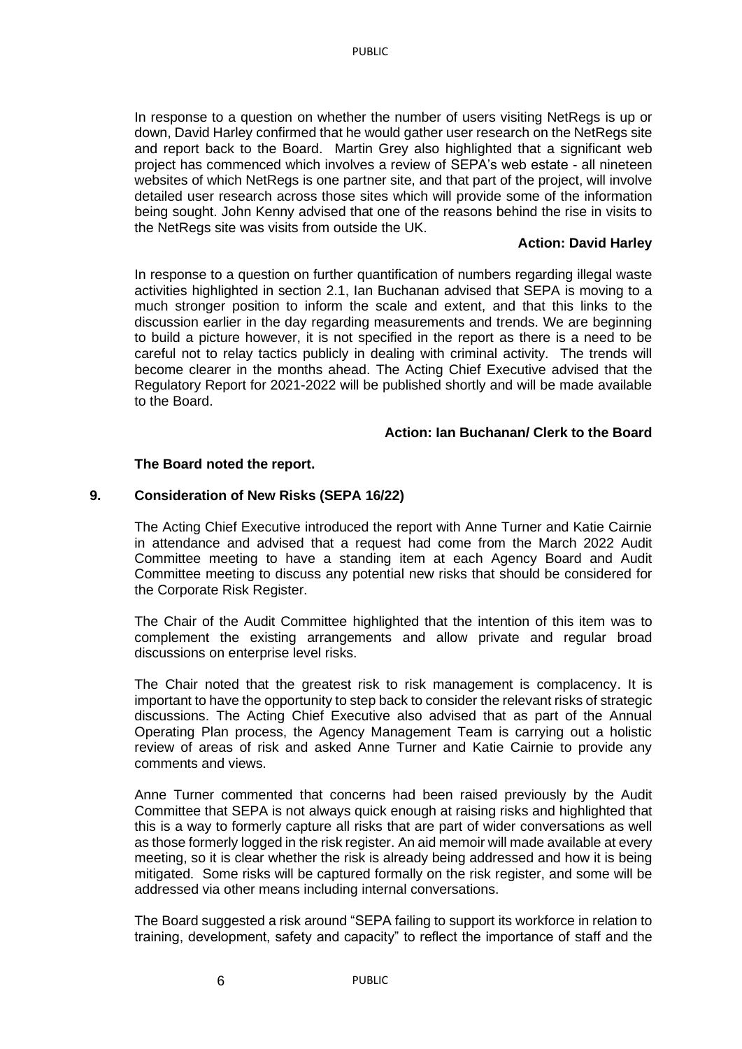In response to a question on whether the number of users visiting NetRegs is up or down, David Harley confirmed that he would gather user research on the NetRegs site and report back to the Board. Martin Grey also highlighted that a significant web project has commenced which involves a review of SEPA's web estate - all nineteen websites of which NetRegs is one partner site, and that part of the project, will involve detailed user research across those sites which will provide some of the information being sought. John Kenny advised that one of the reasons behind the rise in visits to the NetRegs site was visits from outside the UK.

**Action: David Harley**

In response to a question on further quantification of numbers regarding illegal waste activities highlighted in section 2.1, Ian Buchanan advised that SEPA is moving to a much stronger position to inform the scale and extent, and that this links to the discussion earlier in the day regarding measurements and trends. We are beginning to build a picture however, it is not specified in the report as there is a need to be careful not to relay tactics publicly in dealing with criminal activity. The trends will become clearer in the months ahead. The Acting Chief Executive advised that the Regulatory Report for 2021-2022 will be published shortly and will be made available to the Board.

**Action: Ian Buchanan/ Clerk to the Board**

**The Board noted the report.**

## 9. Consideration of New Risks (SEPA 16/22)

The Acting Chief Executive introduced the report with Anne Turner and Katie Cairnie in attendance and advised that a request had come from the March 2022 Audit Committee meeting to have a standing item at each Agency Board and Audit Committee meeting to discuss any potential new risks that should be considered for the Corporate Risk Register.

The Chair of the Audit Committee highlighted that the intention of this item was to complement the existing arrangements and allow private and regular broad discussions on enterprise level risks.

The Chair noted that the greatest risk to risk management is complacency. It is important to have the opportunity to step back to consider the relevant risks of strategic discussions. The Acting Chief Executive also advised that as part of the Annual Operating Plan process, the Agency Management Team is carrying out a holistic review of areas of risk and asked Anne Turner and Katie Cairnie to provide any comments and views.

Anne Turner commented that concerns had been raised previously by the Audit Committee that SEPA is not always quick enough at raising risks and highlighted that this is a way to formerly capture all risks that are part of wider conversations as well as those formerly logged in the risk register. An aid memoir will made available at every meeting, so it is clear whether the risk is already being addressed and how it is being mitigated. Some risks will be captured formally on the risk register, and some will be addressed via other means including internal conversations.

The Board suggested a risk around "SEPA failing to support its workforce in relation to training, development, safety and capacity" to reflect the importance of staff and the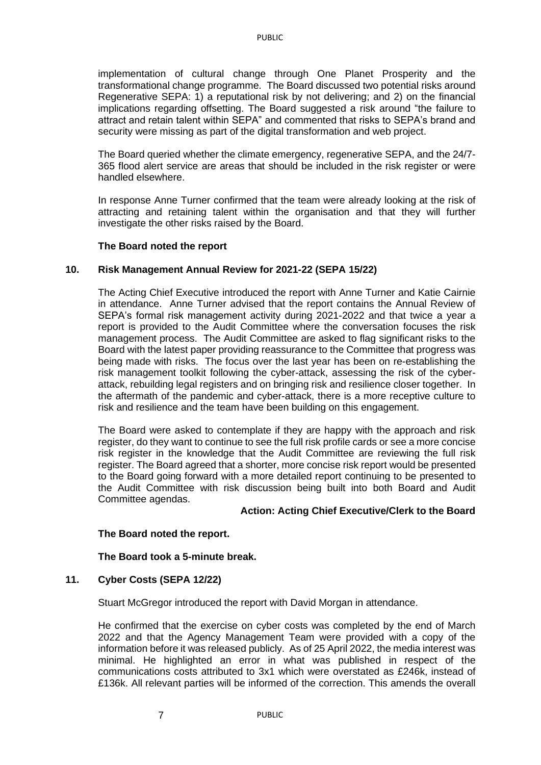implementation of cultural change through One Planet Prosperity and the transformational change programme. The Board discussed two potential risks around Regenerative SEPA: 1) a reputational risk by not delivering; and 2) on the financial implications regarding offsetting. The Board suggested a risk around "the failure to attract and retain talent within SEPA" and commented that risks to SEPA's brand and security were missing as part of the digital transformation and web project.

The Board queried whether the climate emergency, regenerative SEPA, and the 24/7-365 flood alert service are areas that should be included in the risk register or were handled elsewhere.

In response Anne Turner confirmed that the team were already looking at the risk of attracting and retaining talent within the organisation and that they will further investigate the other risks raised by the Board.

**The Board noted the report**

## 10. Risk Management Annual Review for 2021-22 (SEPA 15/22)

The Acting Chief Executive introduced the report with Anne Turner and Katie Cairnie in attendance. Anne Turner advised that the report contains the Annual Review of SEPA's formal risk management activity during 2021-2022 and that twice a year a report is provided to the Audit Committee where the conversation focuses the risk management process. The Audit Committee are asked to flag significant risks to the Board with the latest paper providing reassurance to the Committee that progress was being made with risks. The focus over the last year has been on re-establishing the risk management toolkit following the cyber-attack, assessing the risk of the cyber-attack, rebuilding legal registers and on bringing risk and resilience closer together. In the aftermath of the pandemic and cyber-attack, there is a more receptive culture to risk and resilience and the team have been building on this engagement.

The Board were asked to contemplate if they are happy with the approach and risk register, do they want to continue to see the full risk profile cards or see a more concise risk register in the knowledge that the Audit Committee are reviewing the full risk register. The Board agreed that a shorter, more concise risk report would be presented to the Board going forward with a more detailed report continuing to be presented to the Audit Committee with risk discussion being built into both Board and Audit Committee agendas.

**Action: Acting Chief Executive/Clerk to the Board**

**The Board noted the report.**

**The Board took a 5-minute break.**

## 11. Cyber Costs (SEPA 12/22)

Stuart McGregor introduced the report with David Morgan in attendance.

He confirmed that the exercise on cyber costs was completed by the end of March 2022 and that the Agency Management Team were provided with a copy of the information before it was released publicly. As of 25 April 2022, the media interest was minimal. He highlighted an error in what was published in respect of the communications costs attributed to 3x1 which were overstated as £246k, instead of £136k. All relevant parties will be informed of the correction. This amends the overall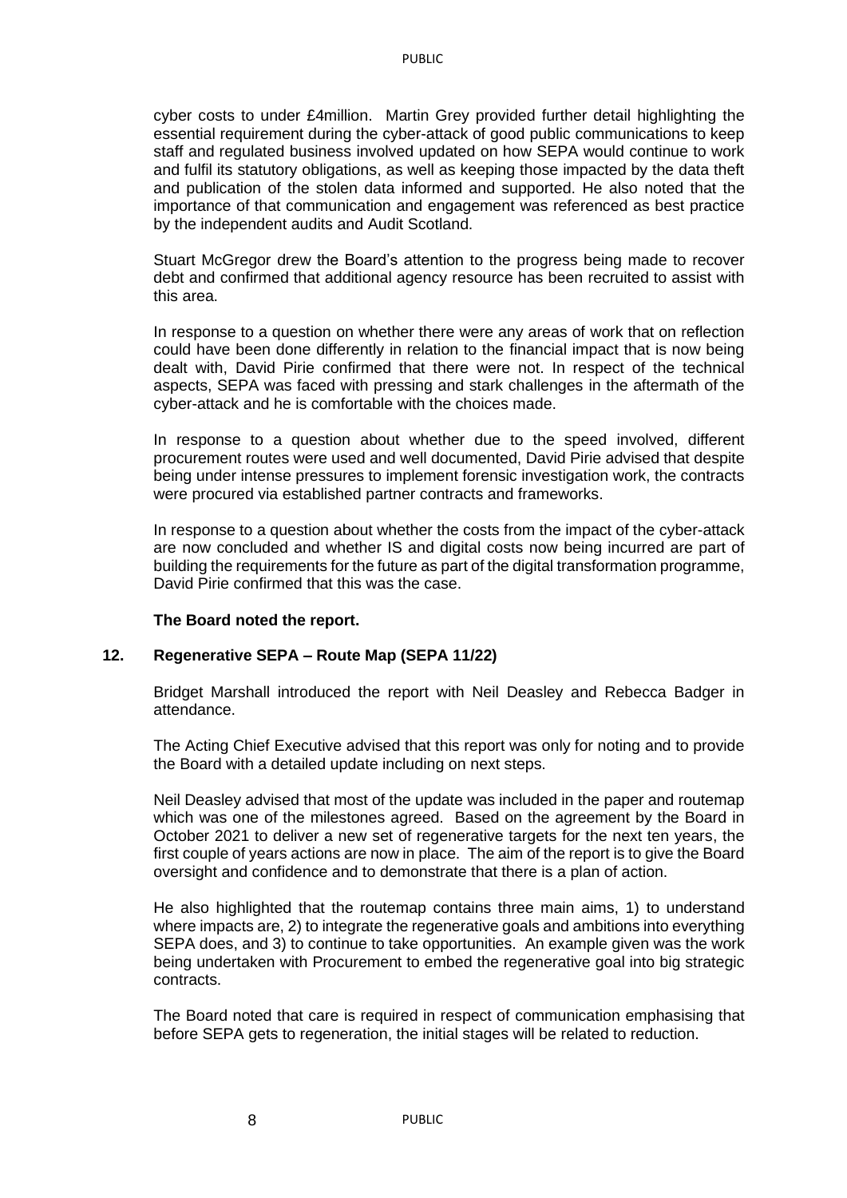cyber costs to under £4million. Martin Grey provided further detail highlighting the essential requirement during the cyber-attack of good public communications to keep staff and regulated business involved updated on how SEPA would continue to work and fulfil its statutory obligations, as well as keeping those impacted by the data theft and publication of the stolen data informed and supported. He also noted that the importance of that communication and engagement was referenced as best practice by the independent audits and Audit Scotland.

Stuart McGregor drew the Board's attention to the progress being made to recover debt and confirmed that additional agency resource has been recruited to assist with this area.

In response to a question on whether there were any areas of work that on reflection could have been done differently in relation to the financial impact that is now being dealt with, David Pirie confirmed that there were not. In respect of the technical aspects, SEPA was faced with pressing and stark challenges in the aftermath of the cyber-attack and he is comfortable with the choices made.

In response to a question about whether due to the speed involved, different procurement routes were used and well documented, David Pirie advised that despite being under intense pressures to implement forensic investigation work, the contracts were procured via established partner contracts and frameworks.

In response to a question about whether the costs from the impact of the cyber-attack are now concluded and whether IS and digital costs now being incurred are part of building the requirements for the future as part of the digital transformation programme, David Pirie confirmed that this was the case.

**The Board noted the report.**

## 12. Regenerative SEPA – Route Map (SEPA 11/22)

Bridget Marshall introduced the report with Neil Deasley and Rebecca Badger in attendance.

The Acting Chief Executive advised that this report was only for noting and to provide the Board with a detailed update including on next steps.

Neil Deasley advised that most of the update was included in the paper and routemap which was one of the milestones agreed. Based on the agreement by the Board in October 2021 to deliver a new set of regenerative targets for the next ten years, the first couple of years actions are now in place. The aim of the report is to give the Board oversight and confidence and to demonstrate that there is a plan of action.

He also highlighted that the routemap contains three main aims, 1) to understand where impacts are, 2) to integrate the regenerative goals and ambitions into everything SEPA does, and 3) to continue to take opportunities. An example given was the work being undertaken with Procurement to embed the regenerative goal into big strategic contracts.

The Board noted that care is required in respect of communication emphasising that before SEPA gets to regeneration, the initial stages will be related to reduction.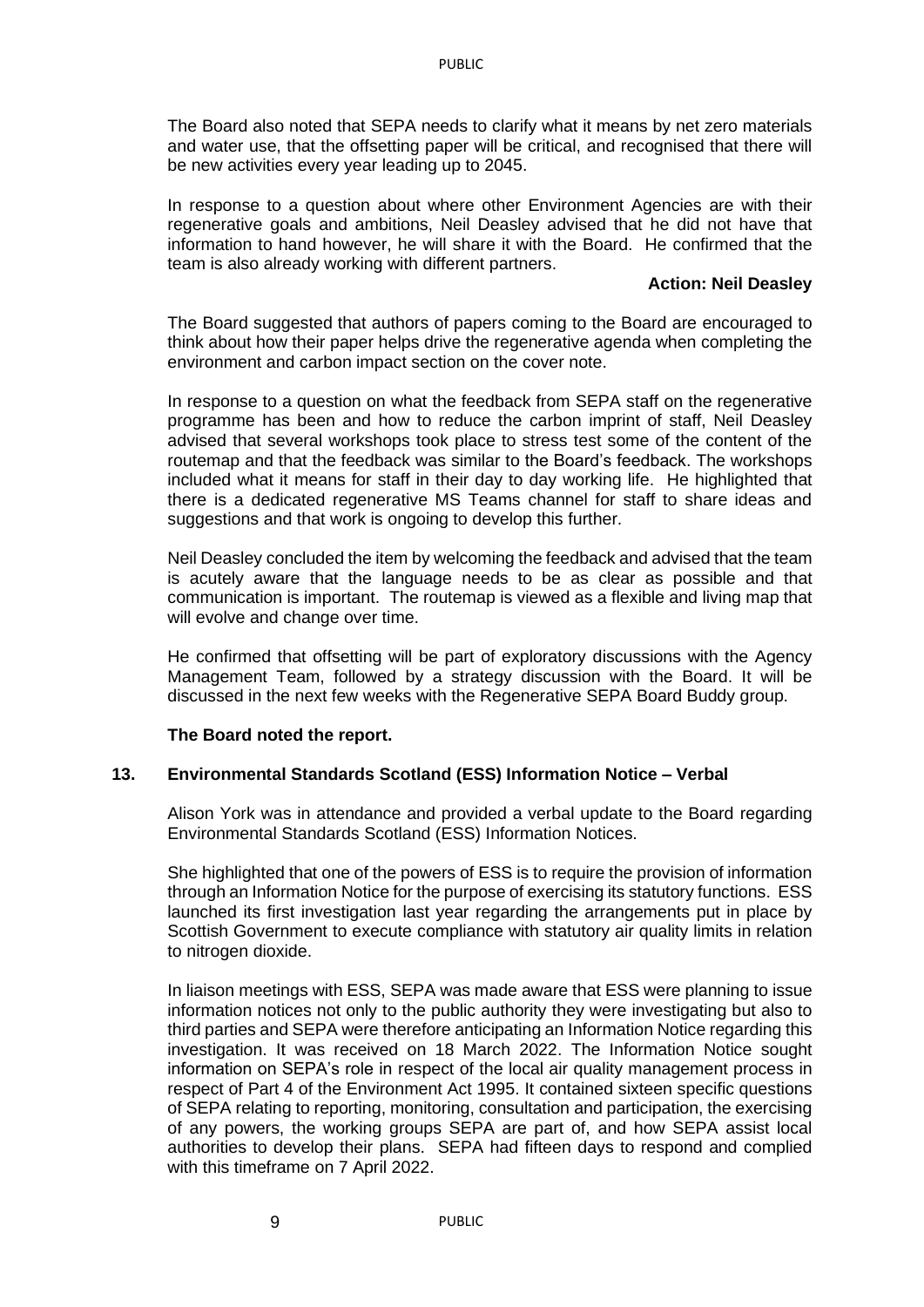The Board also noted that SEPA needs to clarify what it means by net zero materials and water use, that the offsetting paper will be critical, and recognised that there will be new activities every year leading up to 2045.

In response to a question about where other Environment Agencies are with their regenerative goals and ambitions, Neil Deasley advised that he did not have that information to hand however, he will share it with the Board. He confirmed that the team is also already working with different partners.

**Action: Neil Deasley**

The Board suggested that authors of papers coming to the Board are encouraged to think about how their paper helps drive the regenerative agenda when completing the environment and carbon impact section on the cover note.

In response to a question on what the feedback from SEPA staff on the regenerative programme has been and how to reduce the carbon imprint of staff, Neil Deasley advised that several workshops took place to stress test some of the content of the routemap and that the feedback was similar to the Board's feedback. The workshops included what it means for staff in their day to day working life. He highlighted that there is a dedicated regenerative MS Teams channel for staff to share ideas and suggestions and that work is ongoing to develop this further.

Neil Deasley concluded the item by welcoming the feedback and advised that the team is acutely aware that the language needs to be as clear as possible and that communication is important. The routemap is viewed as a flexible and living map that will evolve and change over time.

He confirmed that offsetting will be part of exploratory discussions with the Agency Management Team, followed by a strategy discussion with the Board. It will be discussed in the next few weeks with the Regenerative SEPA Board Buddy group.

**The Board noted the report.**

## 13. Environmental Standards Scotland (ESS) Information Notice – Verbal

Alison York was in attendance and provided a verbal update to the Board regarding Environmental Standards Scotland (ESS) Information Notices.

She highlighted that one of the powers of ESS is to require the provision of information through an Information Notice for the purpose of exercising its statutory functions. ESS launched its first investigation last year regarding the arrangements put in place by Scottish Government to execute compliance with statutory air quality limits in relation to nitrogen dioxide.

In liaison meetings with ESS, SEPA was made aware that ESS were planning to issue information notices not only to the public authority they were investigating but also to third parties and SEPA were therefore anticipating an Information Notice regarding this investigation. It was received on 18 March 2022. The Information Notice sought information on SEPA's role in respect of the local air quality management process in respect of Part 4 of the Environment Act 1995. It contained sixteen specific questions of SEPA relating to reporting, monitoring, consultation and participation, the exercising of any powers, the working groups SEPA are part of, and how SEPA assist local authorities to develop their plans. SEPA had fifteen days to respond and complied with this timeframe on 7 April 2022.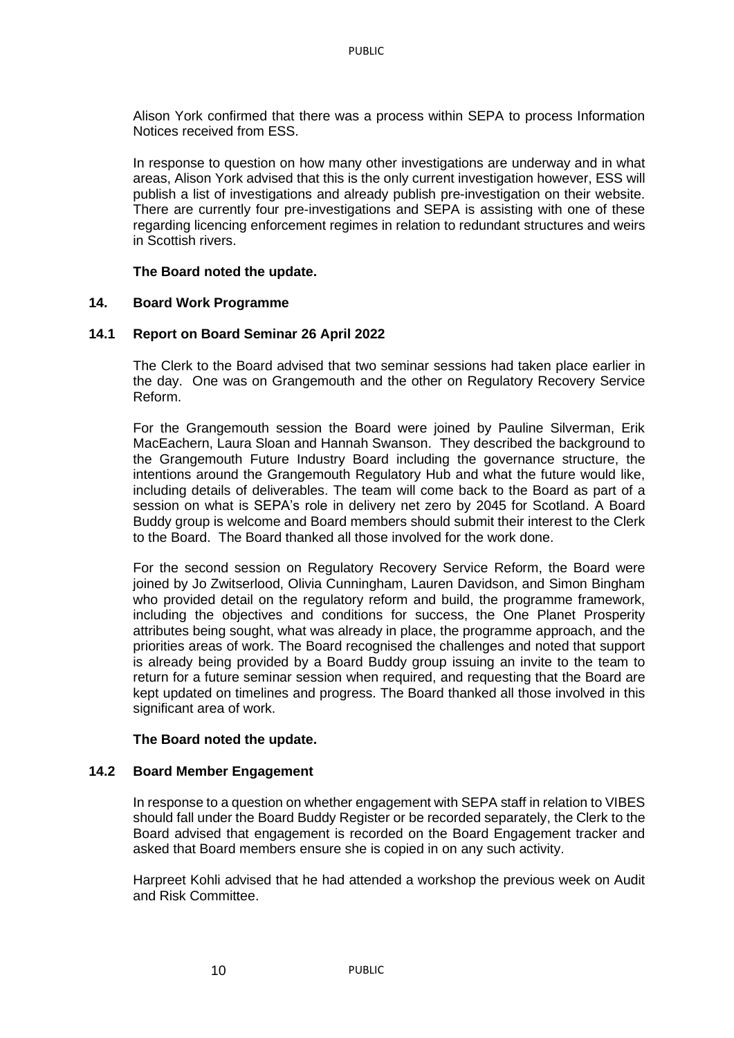Alison York confirmed that there was a process within SEPA to process Information Notices received from ESS.

In response to question on how many other investigations are underway and in what areas, Alison York advised that this is the only current investigation however, ESS will publish a list of investigations and already publish pre-investigation on their website. There are currently four pre-investigations and SEPA is assisting with one of these regarding licencing enforcement regimes in relation to redundant structures and weirs in Scottish rivers.

**The Board noted the update.**

## 14. Board Work Programme

### 14.1 Report on Board Seminar 26 April 2022

The Clerk to the Board advised that two seminar sessions had taken place earlier in the day. One was on Grangemouth and the other on Regulatory Recovery Service Reform.

For the Grangemouth session the Board were joined by Pauline Silverman, Erik MacEachern, Laura Sloan and Hannah Swanson. They described the background to the Grangemouth Future Industry Board including the governance structure, the intentions around the Grangemouth Regulatory Hub and what the future would like, including details of deliverables. The team will come back to the Board as part of a session on what is SEPA's role in delivery net zero by 2045 for Scotland. A Board Buddy group is welcome and Board members should submit their interest to the Clerk to the Board. The Board thanked all those involved for the work done.

For the second session on Regulatory Recovery Service Reform, the Board were joined by Jo Zwitserlood, Olivia Cunningham, Lauren Davidson, and Simon Bingham who provided detail on the regulatory reform and build, the programme framework, including the objectives and conditions for success, the One Planet Prosperity attributes being sought, what was already in place, the programme approach, and the priorities areas of work. The Board recognised the challenges and noted that support is already being provided by a Board Buddy group issuing an invite to the team to return for a future seminar session when required, and requesting that the Board are kept updated on timelines and progress. The Board thanked all those involved in this significant area of work.

**The Board noted the update.**

### 14.2 Board Member Engagement

In response to a question on whether engagement with SEPA staff in relation to VIBES should fall under the Board Buddy Register or be recorded separately, the Clerk to the Board advised that engagement is recorded on the Board Engagement tracker and asked that Board members ensure she is copied in on any such activity.

Harpreet Kohli advised that he had attended a workshop the previous week on Audit and Risk Committee.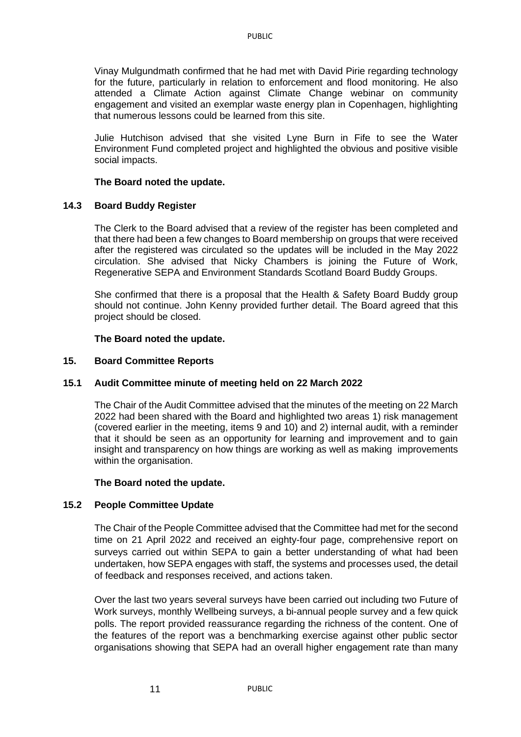Vinay Mulgundmath confirmed that he had met with David Pirie regarding technology for the future, particularly in relation to enforcement and flood monitoring. He also attended a Climate Action against Climate Change webinar on community engagement and visited an exemplar waste energy plan in Copenhagen, highlighting that numerous lessons could be learned from this site.

Julie Hutchison advised that she visited Lyne Burn in Fife to see the Water Environment Fund completed project and highlighted the obvious and positive visible social impacts.

**The Board noted the update.**

### 14.3 Board Buddy Register

The Clerk to the Board advised that a review of the register has been completed and that there had been a few changes to Board membership on groups that were received after the registered was circulated so the updates will be included in the May 2022 circulation. She advised that Nicky Chambers is joining the Future of Work, Regenerative SEPA and Environment Standards Scotland Board Buddy Groups.

She confirmed that there is a proposal that the Health & Safety Board Buddy group should not continue. John Kenny provided further detail. The Board agreed that this project should be closed.

**The Board noted the update.**

## 15. Board Committee Reports

### 15.1 Audit Committee minute of meeting held on 22 March 2022

The Chair of the Audit Committee advised that the minutes of the meeting on 22 March 2022 had been shared with the Board and highlighted two areas 1) risk management (covered earlier in the meeting, items 9 and 10) and 2) internal audit, with a reminder that it should be seen as an opportunity for learning and improvement and to gain insight and transparency on how things are working as well as making improvements within the organisation.

**The Board noted the update.**

### 15.2 People Committee Update

The Chair of the People Committee advised that the Committee had met for the second time on 21 April 2022 and received an eighty-four page, comprehensive report on surveys carried out within SEPA to gain a better understanding of what had been undertaken, how SEPA engages with staff, the systems and processes used, the detail of feedback and responses received, and actions taken.

Over the last two years several surveys have been carried out including two Future of Work surveys, monthly Wellbeing surveys, a bi-annual people survey and a few quick polls. The report provided reassurance regarding the richness of the content. One of the features of the report was a benchmarking exercise against other public sector organisations showing that SEPA had an overall higher engagement rate than many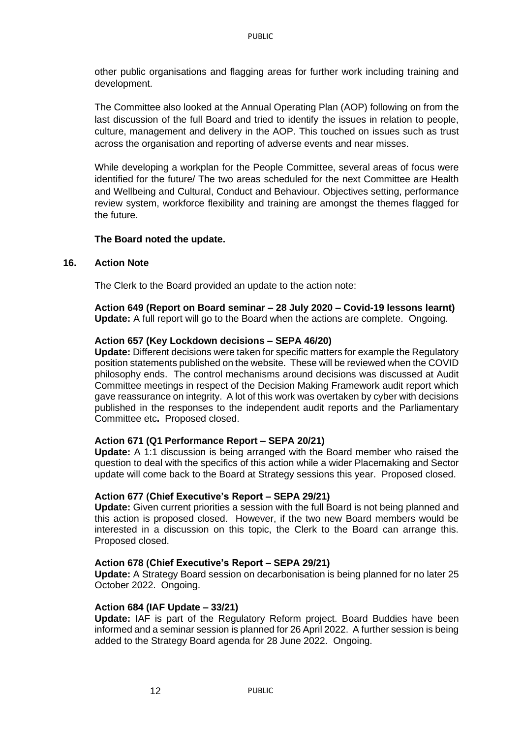other public organisations and flagging areas for further work including training and development.

The Committee also looked at the Annual Operating Plan (AOP) following on from the last discussion of the full Board and tried to identify the issues in relation to people, culture, management and delivery in the AOP. This touched on issues such as trust across the organisation and reporting of adverse events and near misses.

While developing a workplan for the People Committee, several areas of focus were identified for the future/ The two areas scheduled for the next Committee are Health and Wellbeing and Cultural, Conduct and Behaviour. Objectives setting, performance review system, workforce flexibility and training are amongst the themes flagged for the future.

**The Board noted the update.**

## 16. Action Note

The Clerk to the Board provided an update to the action note:

**Action 649 (Report on Board seminar – 28 July 2020 – Covid-19 lessons learnt)**
**Update:** A full report will go to the Board when the actions are complete. Ongoing.

**Action 657 (Key Lockdown decisions – SEPA 46/20)**
**Update:** Different decisions were taken for specific matters for example the Regulatory position statements published on the website. These will be reviewed when the COVID philosophy ends. The control mechanisms around decisions was discussed at Audit Committee meetings in respect of the Decision Making Framework audit report which gave reassurance on integrity. A lot of this work was overtaken by cyber with decisions published in the responses to the independent audit reports and the Parliamentary Committee etc**.** Proposed closed.

**Action 671 (Q1 Performance Report – SEPA 20/21)**
**Update:** A 1:1 discussion is being arranged with the Board member who raised the question to deal with the specifics of this action while a wider Placemaking and Sector update will come back to the Board at Strategy sessions this year. Proposed closed.

**Action 677 (Chief Executive's Report – SEPA 29/21)**
**Update:** Given current priorities a session with the full Board is not being planned and this action is proposed closed. However, if the two new Board members would be interested in a discussion on this topic, the Clerk to the Board can arrange this. Proposed closed.

**Action 678 (Chief Executive's Report – SEPA 29/21)**
**Update:** A Strategy Board session on decarbonisation is being planned for no later 25 October 2022. Ongoing.

**Action 684 (IAF Update – 33/21)**
**Update:** IAF is part of the Regulatory Reform project. Board Buddies have been informed and a seminar session is planned for 26 April 2022. A further session is being added to the Strategy Board agenda for 28 June 2022. Ongoing.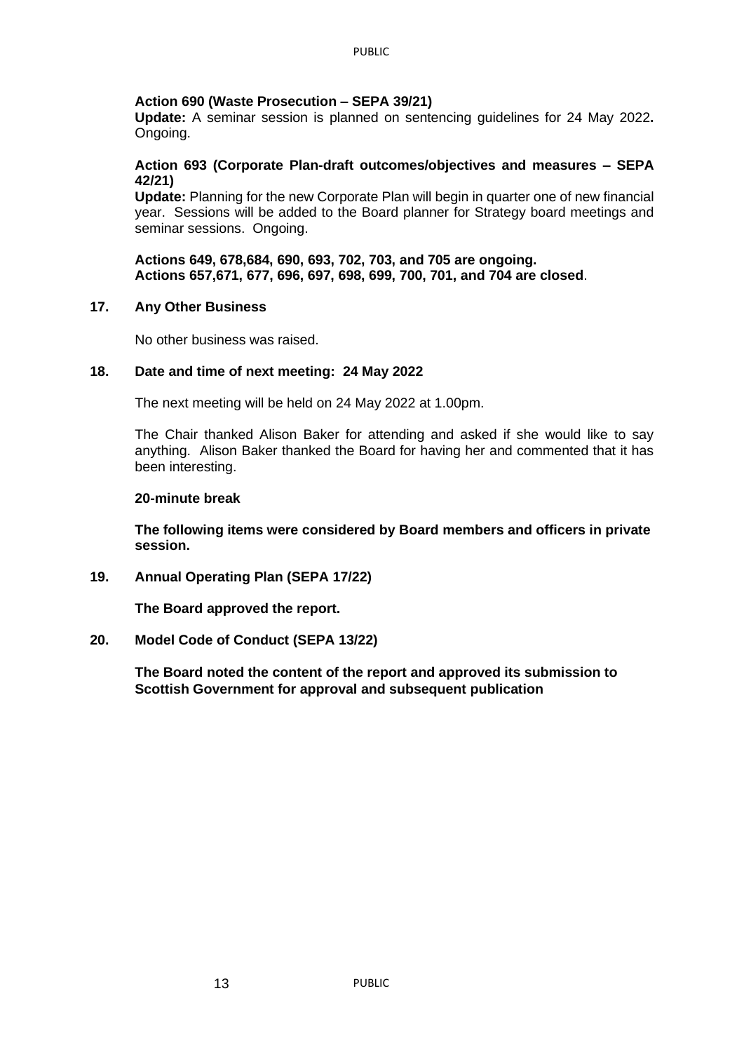**Action 690 (Waste Prosecution – SEPA 39/21)**
**Update:** A seminar session is planned on sentencing guidelines for 24 May 2022**.** Ongoing.

**Action 693 (Corporate Plan-draft outcomes/objectives and measures – SEPA 42/21)**
**Update:** Planning for the new Corporate Plan will begin in quarter one of new financial year. Sessions will be added to the Board planner for Strategy board meetings and seminar sessions. Ongoing.

**Actions 649, 678,684, 690, 693, 702, 703, and 705 are ongoing.**
**Actions 657,671, 677, 696, 697, 698, 699, 700, 701, and 704 are closed**.

## 17. Any Other Business

No other business was raised.

## 18. Date and time of next meeting: 24 May 2022

The next meeting will be held on 24 May 2022 at 1.00pm.

The Chair thanked Alison Baker for attending and asked if she would like to say anything. Alison Baker thanked the Board for having her and commented that it has been interesting.

**20-minute break**

**The following items were considered by Board members and officers in private session.**

## 19. Annual Operating Plan (SEPA 17/22)

**The Board approved the report.**

## 20. Model Code of Conduct (SEPA 13/22)

**The Board noted the content of the report and approved its submission to Scottish Government for approval and subsequent publication**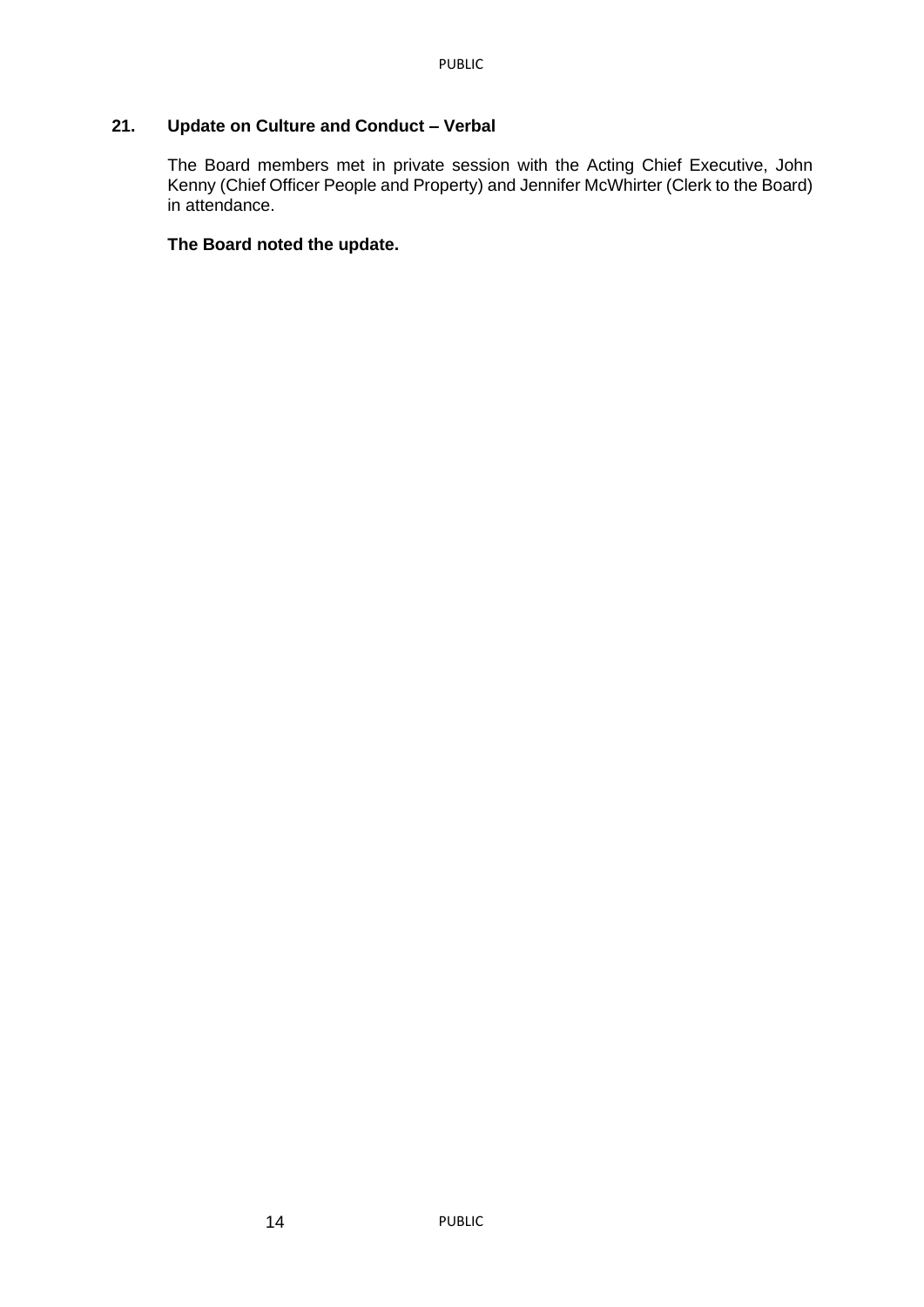## 21. Update on Culture and Conduct – Verbal

The Board members met in private session with the Acting Chief Executive, John Kenny (Chief Officer People and Property) and Jennifer McWhirter (Clerk to the Board) in attendance.

**The Board noted the update.**